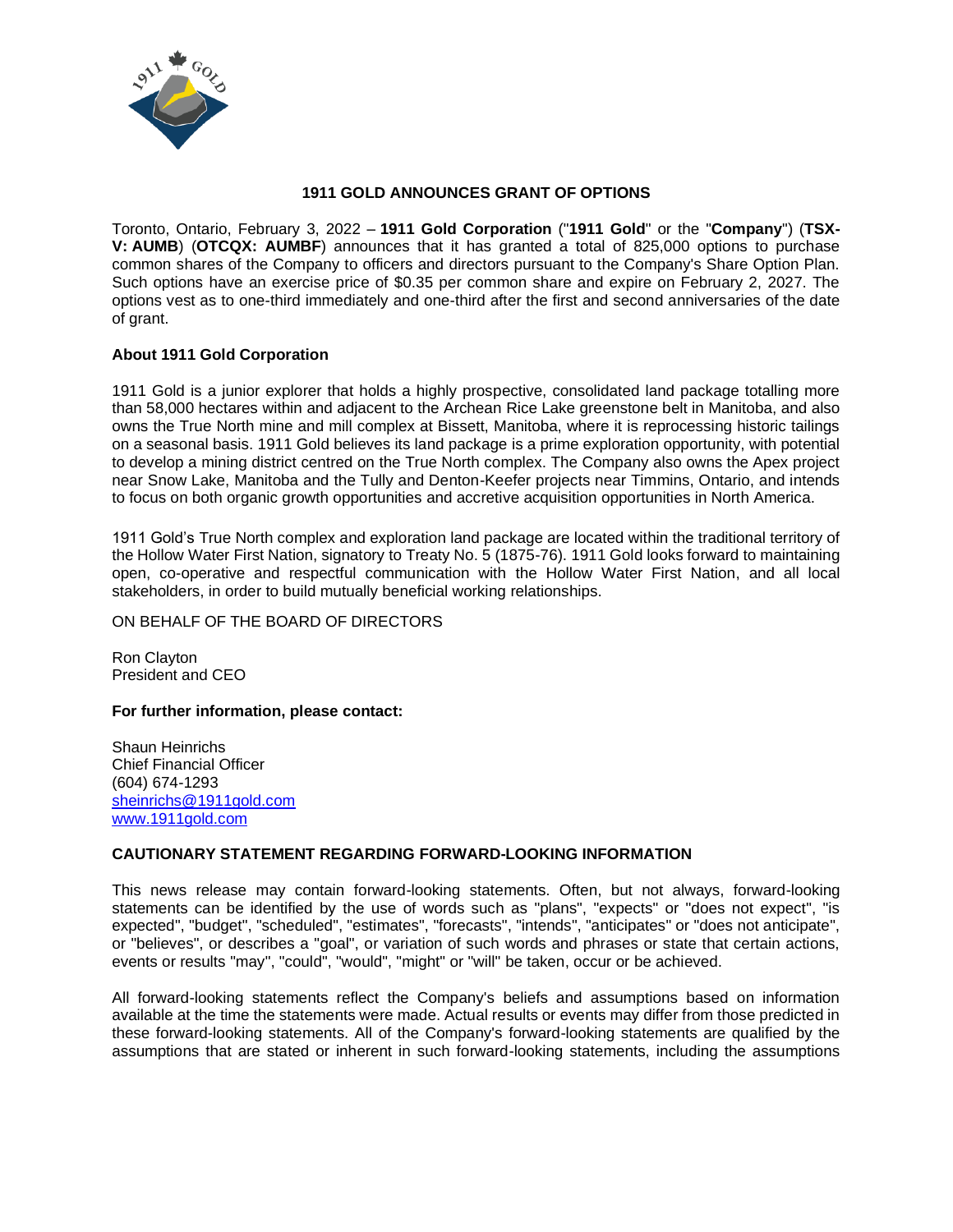# 1911 GOLD ANNOUNCES GRANT OF OPTIONS

Toronto, Ontario, February 3, 2022 – **1911 Gold Corporation** ("**1911 Gold**" or the "**Company**") (**TSX-V: AUMB**) (**OTCQX: AUMBF**) announces that it has granted a total of 825,000 options to purchase common shares of the Company to officers and directors pursuant to the Company's Share Option Plan. Such options have an exercise price of $0.35 per common share and expire on February 2, 2027. The options vest as to one-third immediately and one-third after the first and second anniversaries of the date of grant.

**About 1911 Gold Corporation**

1911 Gold is a junior explorer that holds a highly prospective, consolidated land package totalling more than 58,000 hectares within and adjacent to the Archean Rice Lake greenstone belt in Manitoba, and also owns the True North mine and mill complex at Bissett, Manitoba, where it is reprocessing historic tailings on a seasonal basis. 1911 Gold believes its land package is a prime exploration opportunity, with potential to develop a mining district centred on the True North complex. The Company also owns the Apex project near Snow Lake, Manitoba and the Tully and Denton-Keefer projects near Timmins, Ontario, and intends to focus on both organic growth opportunities and accretive acquisition opportunities in North America.

1911 Gold's True North complex and exploration land package are located within the traditional territory of the Hollow Water First Nation, signatory to Treaty No. 5 (1875-76). 1911 Gold looks forward to maintaining open, co-operative and respectful communication with the Hollow Water First Nation, and all local stakeholders, in order to build mutually beneficial working relationships.

ON BEHALF OF THE BOARD OF DIRECTORS

Ron Clayton
President and CEO

**For further information, please contact:**

Shaun Heinrichs
Chief Financial Officer
(604) 674-1293
sheinrichs@1911gold.com
www.1911gold.com

**CAUTIONARY STATEMENT REGARDING FORWARD-LOOKING INFORMATION**

This news release may contain forward-looking statements. Often, but not always, forward-looking statements can be identified by the use of words such as "plans", "expects" or "does not expect", "is expected", "budget", "scheduled", "estimates", "forecasts", "intends", "anticipates" or "does not anticipate", or "believes", or describes a "goal", or variation of such words and phrases or state that certain actions, events or results "may", "could", "would", "might" or "will" be taken, occur or be achieved.

All forward-looking statements reflect the Company's beliefs and assumptions based on information available at the time the statements were made. Actual results or events may differ from those predicted in these forward-looking statements. All of the Company's forward-looking statements are qualified by the assumptions that are stated or inherent in such forward-looking statements, including the assumptions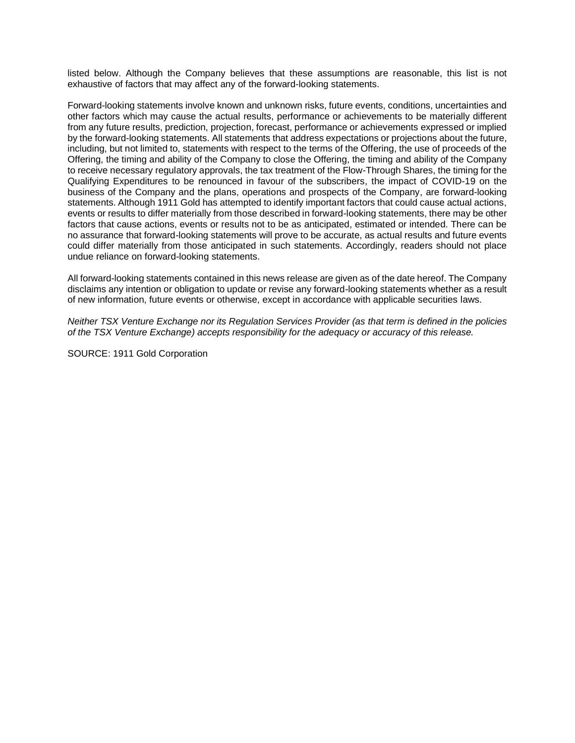listed below. Although the Company believes that these assumptions are reasonable, this list is not exhaustive of factors that may affect any of the forward-looking statements.

Forward-looking statements involve known and unknown risks, future events, conditions, uncertainties and other factors which may cause the actual results, performance or achievements to be materially different from any future results, prediction, projection, forecast, performance or achievements expressed or implied by the forward-looking statements. All statements that address expectations or projections about the future, including, but not limited to, statements with respect to the terms of the Offering, the use of proceeds of the Offering, the timing and ability of the Company to close the Offering, the timing and ability of the Company to receive necessary regulatory approvals, the tax treatment of the Flow-Through Shares, the timing for the Qualifying Expenditures to be renounced in favour of the subscribers, the impact of COVID-19 on the business of the Company and the plans, operations and prospects of the Company, are forward-looking statements. Although 1911 Gold has attempted to identify important factors that could cause actual actions, events or results to differ materially from those described in forward-looking statements, there may be other factors that cause actions, events or results not to be as anticipated, estimated or intended. There can be no assurance that forward-looking statements will prove to be accurate, as actual results and future events could differ materially from those anticipated in such statements. Accordingly, readers should not place undue reliance on forward-looking statements.

All forward-looking statements contained in this news release are given as of the date hereof. The Company disclaims any intention or obligation to update or revise any forward-looking statements whether as a result of new information, future events or otherwise, except in accordance with applicable securities laws.

*Neither TSX Venture Exchange nor its Regulation Services Provider (as that term is defined in the policies of the TSX Venture Exchange) accepts responsibility for the adequacy or accuracy of this release.*

SOURCE: 1911 Gold Corporation